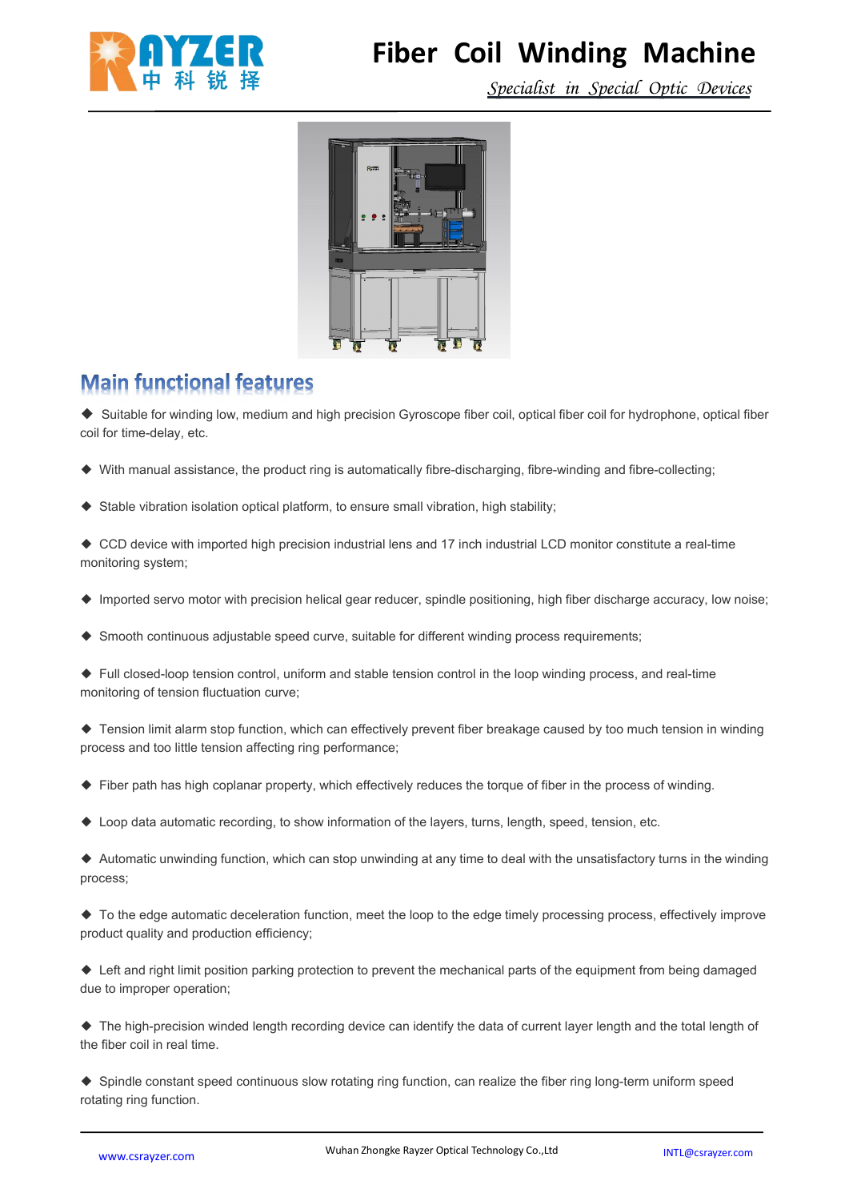# Fiber Coil Winding Machine

*Specialist in Special Optic Devices*

## Main functional features

- ◆ Suitable for winding low, medium and high precision Gyroscope fiber coil, optical fiber coil for hydrophone, optical fiber coil for time-delay, etc.
- ◆ With manual assistance, the product ring is automatically fibre-discharging, fibre-winding and fibre-collecting;
- ◆ Stable vibration isolation optical platform, to ensure small vibration, high stability;
- ◆ CCD device with imported high precision industrial lens and 17 inch industrial LCD monitor constitute a real-time monitoring system;
- ◆ Imported servo motor with precision helical gear reducer, spindle positioning, high fiber discharge accuracy, low noise;
- ◆ Smooth continuous adjustable speed curve, suitable for different winding process requirements;
- ◆ Full closed-loop tension control, uniform and stable tension control in the loop winding process, and real-time monitoring of tension fluctuation curve;
- ◆ Tension limit alarm stop function, which can effectively prevent fiber breakage caused by too much tension in winding process and too little tension affecting ring performance;
- ◆ Fiber path has high coplanar property, which effectively reduces the torque of fiber in the process of winding.
- ◆ Loop data automatic recording, to show information of the layers, turns, length, speed, tension, etc.
- ◆ Automatic unwinding function, which can stop unwinding at any time to deal with the unsatisfactory turns in the winding process;
- ◆ To the edge automatic deceleration function, meet the loop to the edge timely processing process, effectively improve product quality and production efficiency;
- ◆ Left and right limit position parking protection to prevent the mechanical parts of the equipment from being damaged due to improper operation;
- ◆ The high-precision winded length recording device can identify the data of current layer length and the total length of the fiber coil in real time.
- ◆ Spindle constant speed continuous slow rotating ring function, can realize the fiber ring long-term uniform speed rotating ring function.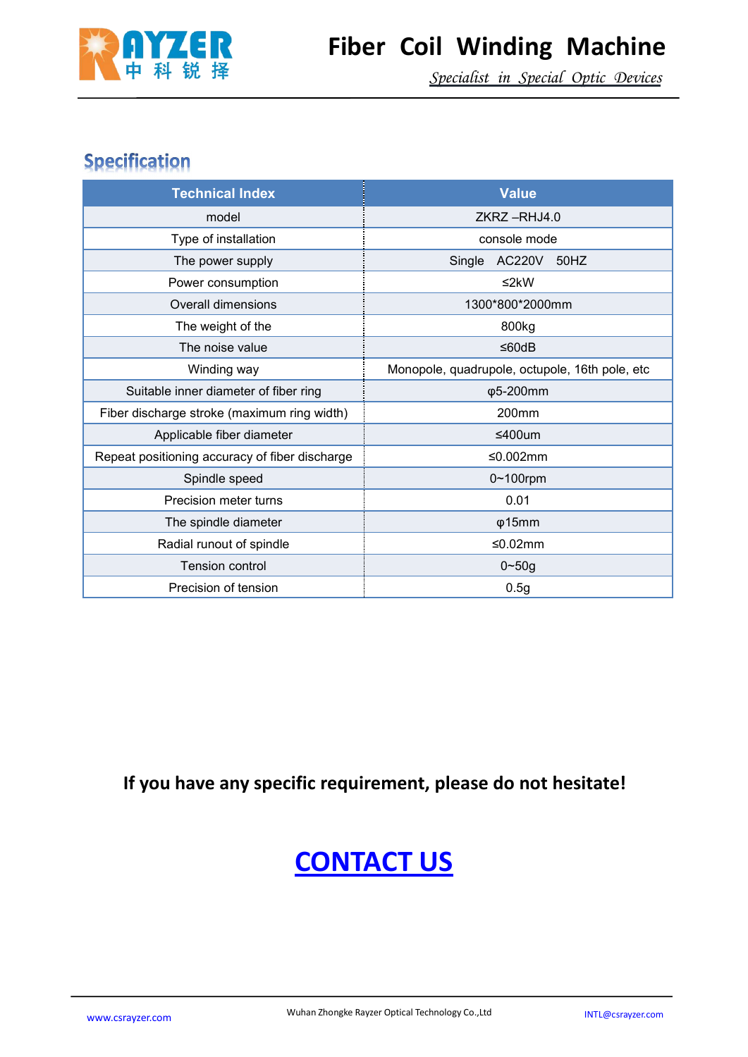## Specification

| Technical Index | Value |
|---|---|
| model | ZKRZ –RHJ4.0 |
| Type of installation | console mode |
| The power supply | Single AC220V 50HZ |
| Power consumption | ≤2kW |
| Overall dimensions | 1300*800*2000mm |
| The weight of the | 800kg |
| The noise value | ≤60dB |
| Winding way | Monopole, quadrupole, octupole, 16th pole, etc |
| Suitable inner diameter of fiber ring | φ5-200mm |
| Fiber discharge stroke (maximum ring width) | 200mm |
| Applicable fiber diameter | ≤400um |
| Repeat positioning accuracy of fiber discharge | ≤0.002mm |
| Spindle speed | 0~100rpm |
| Precision meter turns | 0.01 |
| The spindle diameter | φ15mm |
| Radial runout of spindle | ≤0.02mm |
| Tension control | 0~50g |
| Precision of tension | 0.5g |

**If you have any specific requirement, please do not hesitate!**

**CONTACT US**

www.csrayzer.com　Wuhan Zhongke Rayzer Optical Technology Co.,Ltd　INTL@csrayzer.com